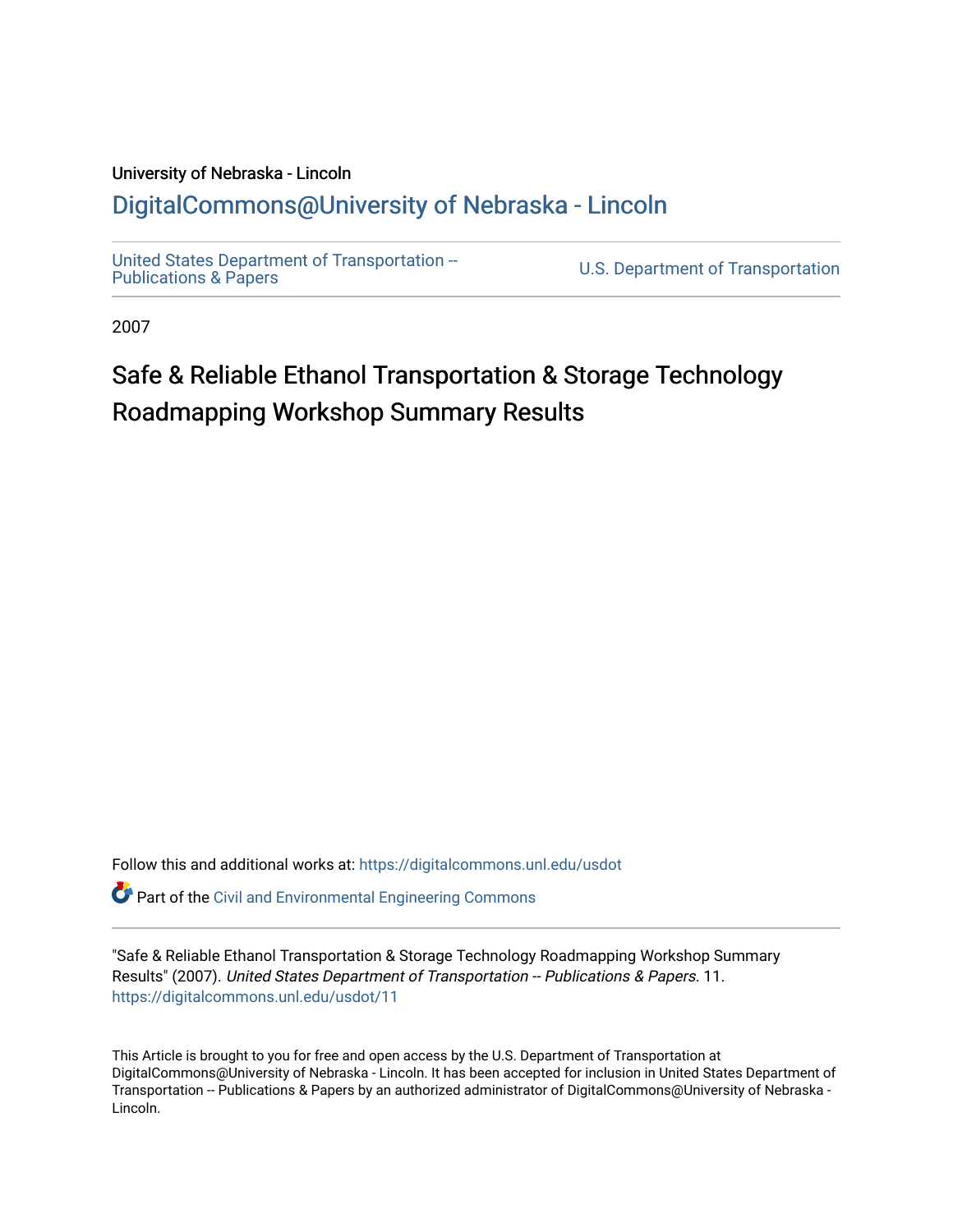University of Nebraska - Lincoln

DigitalCommons@University of Nebraska - Lincoln

United States Department of Transportation -- Publications & Papers

U.S. Department of Transportation

2007

# Safe & Reliable Ethanol Transportation & Storage Technology Roadmapping Workshop Summary Results

Follow this and additional works at: https://digitalcommons.unl.edu/usdot

Part of the Civil and Environmental Engineering Commons

"Safe & Reliable Ethanol Transportation & Storage Technology Roadmapping Workshop Summary Results" (2007). *United States Department of Transportation -- Publications & Papers*. 11.
https://digitalcommons.unl.edu/usdot/11

This Article is brought to you for free and open access by the U.S. Department of Transportation at DigitalCommons@University of Nebraska - Lincoln. It has been accepted for inclusion in United States Department of Transportation -- Publications & Papers by an authorized administrator of DigitalCommons@University of Nebraska - Lincoln.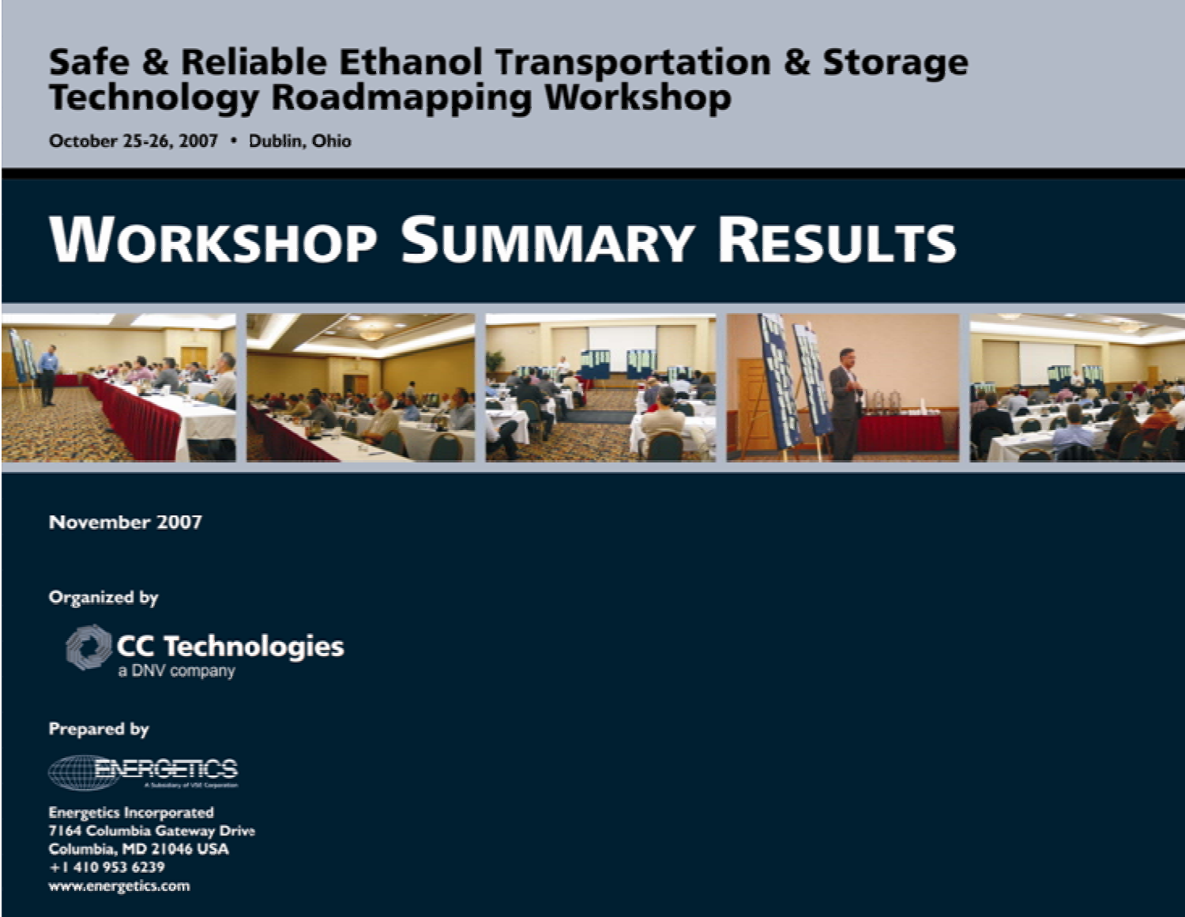# Safe & Reliable Ethanol Transportation & Storage Technology Roadmapping Workshop

October 25-26, 2007 • Dublin, Ohio

# Workshop Summary Results

November 2007

Organized by

**CC Technologies**
a DNV company

Prepared by

ENERGETICS
A Subsidiary of VSE Corporation

Energetics Incorporated
7164 Columbia Gateway Drive
Columbia, MD 21046 USA
+1 410 953 6239
www.energetics.com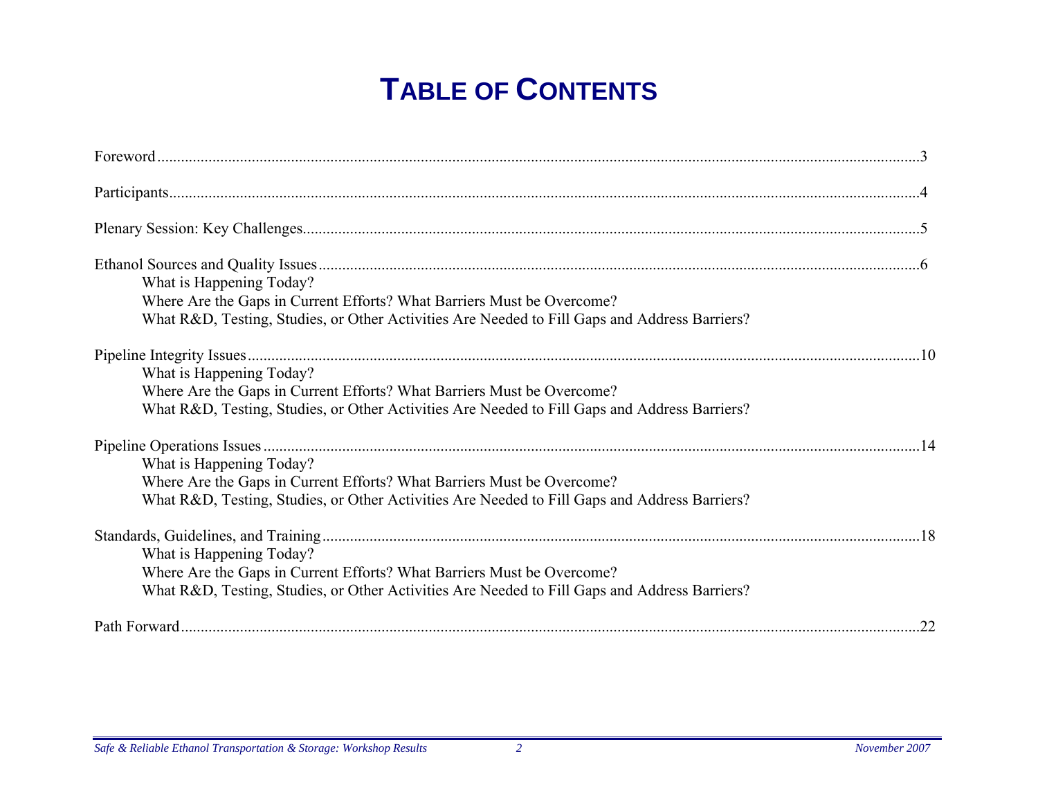# Table of Contents

Foreword....................................................................................................3

Participants................................................................................................4

Plenary Session: Key Challenges...............................................................5

Ethanol Sources and Quality Issues...........................................................6
- What is Happening Today?
- Where Are the Gaps in Current Efforts? What Barriers Must be Overcome?
- What R&D, Testing, Studies, or Other Activities Are Needed to Fill Gaps and Address Barriers?

Pipeline Integrity Issues............................................................................10
- What is Happening Today?
- Where Are the Gaps in Current Efforts? What Barriers Must be Overcome?
- What R&D, Testing, Studies, or Other Activities Are Needed to Fill Gaps and Address Barriers?

Pipeline Operations Issues........................................................................14
- What is Happening Today?
- Where Are the Gaps in Current Efforts? What Barriers Must be Overcome?
- What R&D, Testing, Studies, or Other Activities Are Needed to Fill Gaps and Address Barriers?

Standards, Guidelines, and Training..........................................................18
- What is Happening Today?
- Where Are the Gaps in Current Efforts? What Barriers Must be Overcome?
- What R&D, Testing, Studies, or Other Activities Are Needed to Fill Gaps and Address Barriers?

Path Forward.............................................................................................22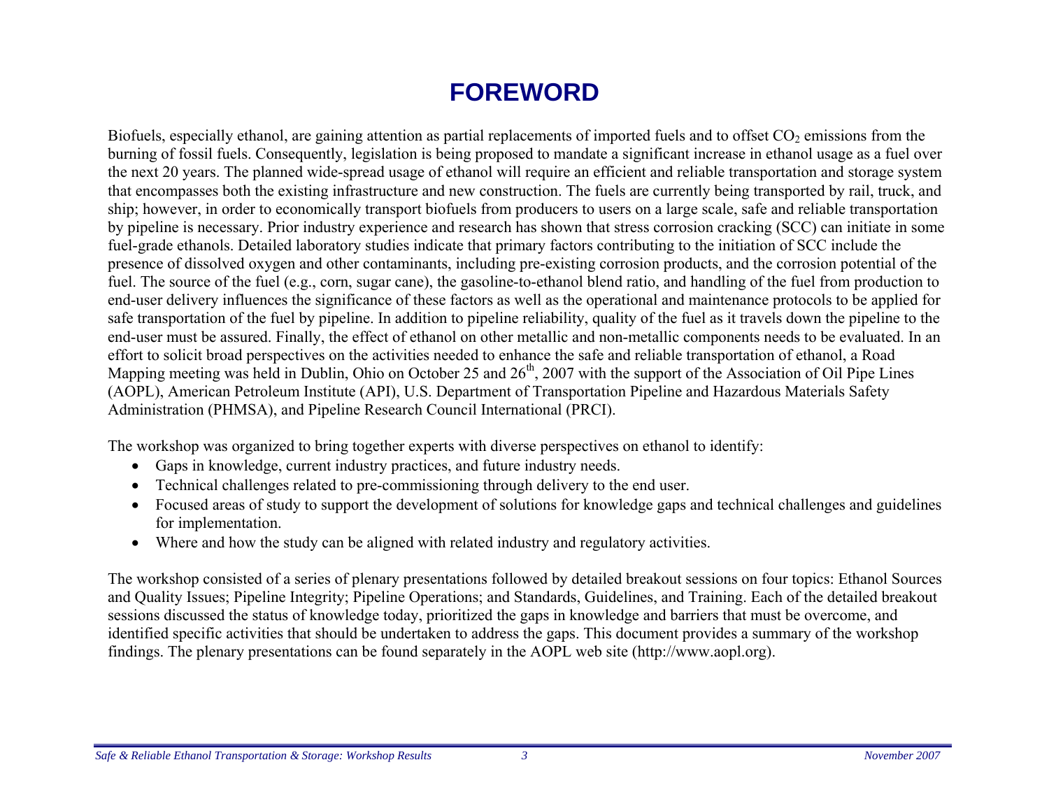# FOREWORD

Biofuels, especially ethanol, are gaining attention as partial replacements of imported fuels and to offset $CO_2$ emissions from the burning of fossil fuels. Consequently, legislation is being proposed to mandate a significant increase in ethanol usage as a fuel over the next 20 years. The planned wide-spread usage of ethanol will require an efficient and reliable transportation and storage system that encompasses both the existing infrastructure and new construction. The fuels are currently being transported by rail, truck, and ship; however, in order to economically transport biofuels from producers to users on a large scale, safe and reliable transportation by pipeline is necessary. Prior industry experience and research has shown that stress corrosion cracking (SCC) can initiate in some fuel-grade ethanols. Detailed laboratory studies indicate that primary factors contributing to the initiation of SCC include the presence of dissolved oxygen and other contaminants, including pre-existing corrosion products, and the corrosion potential of the fuel. The source of the fuel (e.g., corn, sugar cane), the gasoline-to-ethanol blend ratio, and handling of the fuel from production to end-user delivery influences the significance of these factors as well as the operational and maintenance protocols to be applied for safe transportation of the fuel by pipeline. In addition to pipeline reliability, quality of the fuel as it travels down the pipeline to the end-user must be assured. Finally, the effect of ethanol on other metallic and non-metallic components needs to be evaluated. In an effort to solicit broad perspectives on the activities needed to enhance the safe and reliable transportation of ethanol, a Road Mapping meeting was held in Dublin, Ohio on October 25 and 26th, 2007 with the support of the Association of Oil Pipe Lines (AOPL), American Petroleum Institute (API), U.S. Department of Transportation Pipeline and Hazardous Materials Safety Administration (PHMSA), and Pipeline Research Council International (PRCI).

The workshop was organized to bring together experts with diverse perspectives on ethanol to identify:

- Gaps in knowledge, current industry practices, and future industry needs.
- Technical challenges related to pre-commissioning through delivery to the end user.
- Focused areas of study to support the development of solutions for knowledge gaps and technical challenges and guidelines for implementation.
- Where and how the study can be aligned with related industry and regulatory activities.

The workshop consisted of a series of plenary presentations followed by detailed breakout sessions on four topics: Ethanol Sources and Quality Issues; Pipeline Integrity; Pipeline Operations; and Standards, Guidelines, and Training. Each of the detailed breakout sessions discussed the status of knowledge today, prioritized the gaps in knowledge and barriers that must be overcome, and identified specific activities that should be undertaken to address the gaps. This document provides a summary of the workshop findings. The plenary presentations can be found separately in the AOPL web site (http://www.aopl.org).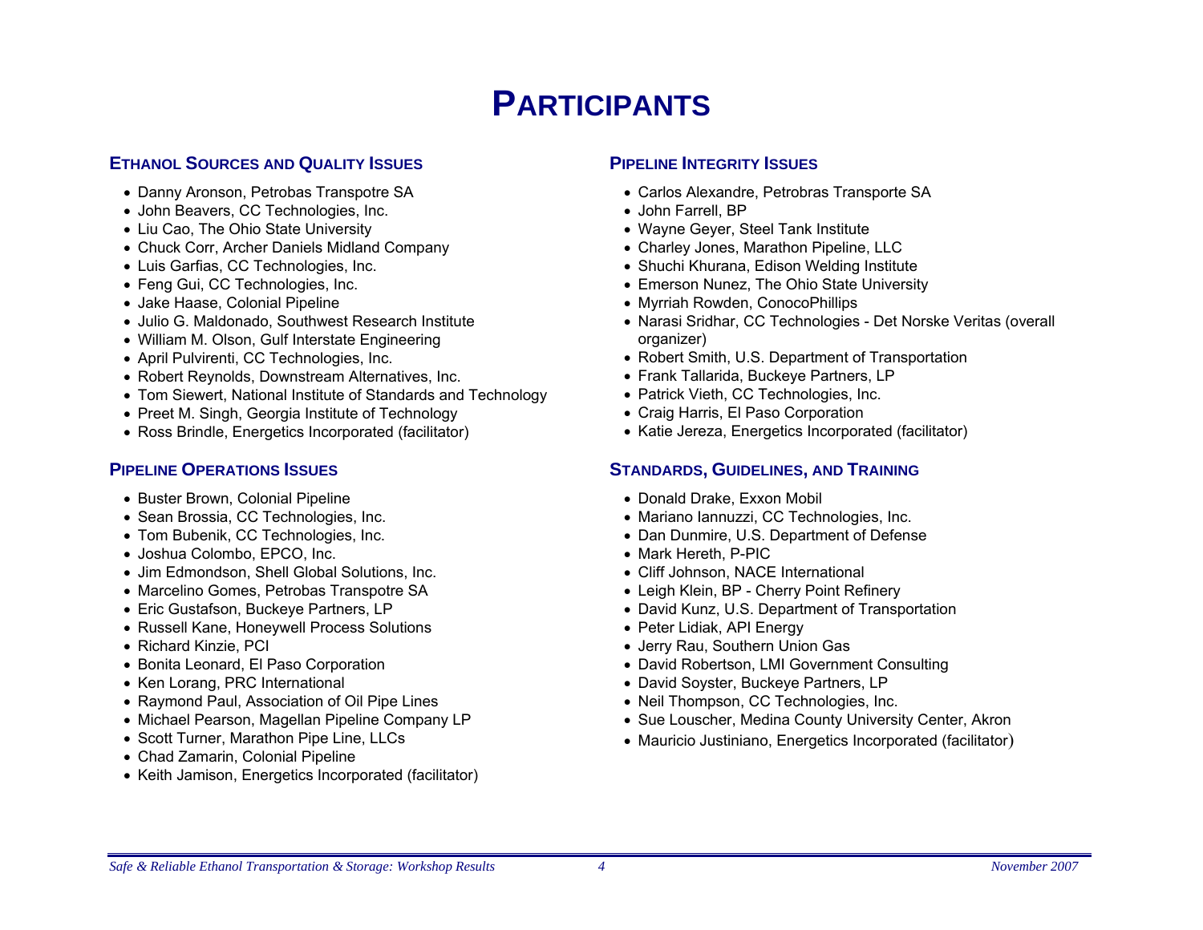# PARTICIPANTS

### ETHANOL SOURCES AND QUALITY ISSUES

- Danny Aronson, Petrobas Transpotre SA
- John Beavers, CC Technologies, Inc.
- Liu Cao, The Ohio State University
- Chuck Corr, Archer Daniels Midland Company
- Luis Garfias, CC Technologies, Inc.
- Feng Gui, CC Technologies, Inc.
- Jake Haase, Colonial Pipeline
- Julio G. Maldonado, Southwest Research Institute
- William M. Olson, Gulf Interstate Engineering
- April Pulvirenti, CC Technologies, Inc.
- Robert Reynolds, Downstream Alternatives, Inc.
- Tom Siewert, National Institute of Standards and Technology
- Preet M. Singh, Georgia Institute of Technology
- Ross Brindle, Energetics Incorporated (facilitator)

### PIPELINE OPERATIONS ISSUES

- Buster Brown, Colonial Pipeline
- Sean Brossia, CC Technologies, Inc.
- Tom Bubenik, CC Technologies, Inc.
- Joshua Colombo, EPCO, Inc.
- Jim Edmondson, Shell Global Solutions, Inc.
- Marcelino Gomes, Petrobas Transpotre SA
- Eric Gustafson, Buckeye Partners, LP
- Russell Kane, Honeywell Process Solutions
- Richard Kinzie, PCI
- Bonita Leonard, El Paso Corporation
- Ken Lorang, PRC International
- Raymond Paul, Association of Oil Pipe Lines
- Michael Pearson, Magellan Pipeline Company LP
- Scott Turner, Marathon Pipe Line, LLCs
- Chad Zamarin, Colonial Pipeline
- Keith Jamison, Energetics Incorporated (facilitator)

### PIPELINE INTEGRITY ISSUES

- Carlos Alexandre, Petrobras Transporte SA
- John Farrell, BP
- Wayne Geyer, Steel Tank Institute
- Charley Jones, Marathon Pipeline, LLC
- Shuchi Khurana, Edison Welding Institute
- Emerson Nunez, The Ohio State University
- Myrriah Rowden, ConocoPhillips
- Narasi Sridhar, CC Technologies - Det Norske Veritas (overall organizer)
- Robert Smith, U.S. Department of Transportation
- Frank Tallarida, Buckeye Partners, LP
- Patrick Vieth, CC Technologies, Inc.
- Craig Harris, El Paso Corporation
- Katie Jereza, Energetics Incorporated (facilitator)

### STANDARDS, GUIDELINES, AND TRAINING

- Donald Drake, Exxon Mobil
- Mariano Iannuzzi, CC Technologies, Inc.
- Dan Dunmire, U.S. Department of Defense
- Mark Hereth, P-PIC
- Cliff Johnson, NACE International
- Leigh Klein, BP - Cherry Point Refinery
- David Kunz, U.S. Department of Transportation
- Peter Lidiak, API Energy
- Jerry Rau, Southern Union Gas
- David Robertson, LMI Government Consulting
- David Soyster, Buckeye Partners, LP
- Neil Thompson, CC Technologies, Inc.
- Sue Louscher, Medina County University Center, Akron
- Mauricio Justiniano, Energetics Incorporated (facilitator)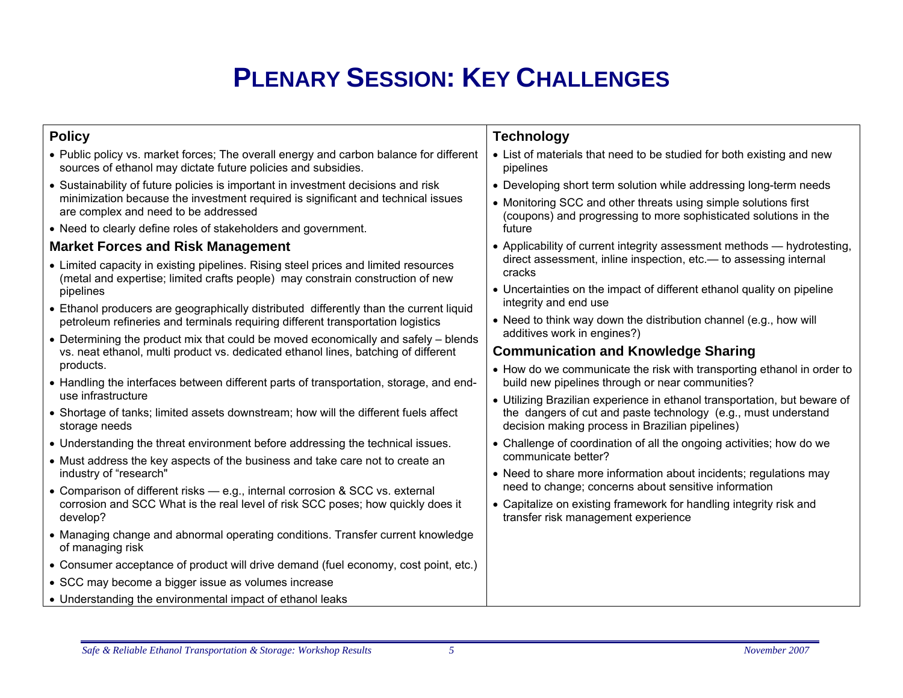# Plenary Session: Key Challenges

## Policy

- Public policy vs. market forces; The overall energy and carbon balance for different sources of ethanol may dictate future policies and subsidies.
- Sustainability of future policies is important in investment decisions and risk minimization because the investment required is significant and technical issues are complex and need to be addressed
- Need to clearly define roles of stakeholders and government.

## Market Forces and Risk Management

- Limited capacity in existing pipelines. Rising steel prices and limited resources (metal and expertise; limited crafts people) may constrain construction of new pipelines
- Ethanol producers are geographically distributed differently than the current liquid petroleum refineries and terminals requiring different transportation logistics
- Determining the product mix that could be moved economically and safely – blends vs. neat ethanol, multi product vs. dedicated ethanol lines, batching of different products.
- Handling the interfaces between different parts of transportation, storage, and end-use infrastructure
- Shortage of tanks; limited assets downstream; how will the different fuels affect storage needs
- Understanding the threat environment before addressing the technical issues.
- Must address the key aspects of the business and take care not to create an industry of "research"
- Comparison of different risks — e.g., internal corrosion & SCC vs. external corrosion and SCC What is the real level of risk SCC poses; how quickly does it develop?
- Managing change and abnormal operating conditions. Transfer current knowledge of managing risk
- Consumer acceptance of product will drive demand (fuel economy, cost point, etc.)
- SCC may become a bigger issue as volumes increase
- Understanding the environmental impact of ethanol leaks

## Technology

- List of materials that need to be studied for both existing and new pipelines
- Developing short term solution while addressing long-term needs
- Monitoring SCC and other threats using simple solutions first (coupons) and progressing to more sophisticated solutions in the future
- Applicability of current integrity assessment methods — hydrotesting, direct assessment, inline inspection, etc.— to assessing internal cracks
- Uncertainties on the impact of different ethanol quality on pipeline integrity and end use
- Need to think way down the distribution channel (e.g., how will additives work in engines?)

## Communication and Knowledge Sharing

- How do we communicate the risk with transporting ethanol in order to build new pipelines through or near communities?
- Utilizing Brazilian experience in ethanol transportation, but beware of the dangers of cut and paste technology (e.g., must understand decision making process in Brazilian pipelines)
- Challenge of coordination of all the ongoing activities; how do we communicate better?
- Need to share more information about incidents; regulations may need to change; concerns about sensitive information
- Capitalize on existing framework for handling integrity risk and transfer risk management experience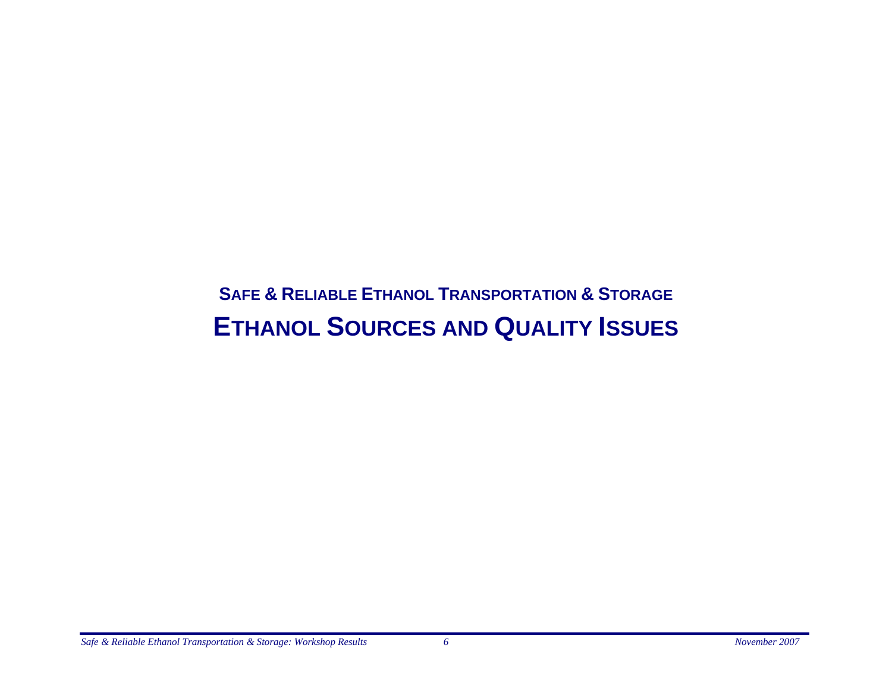## SAFE & RELIABLE ETHANOL TRANSPORTATION & STORAGE

# ETHANOL SOURCES AND QUALITY ISSUES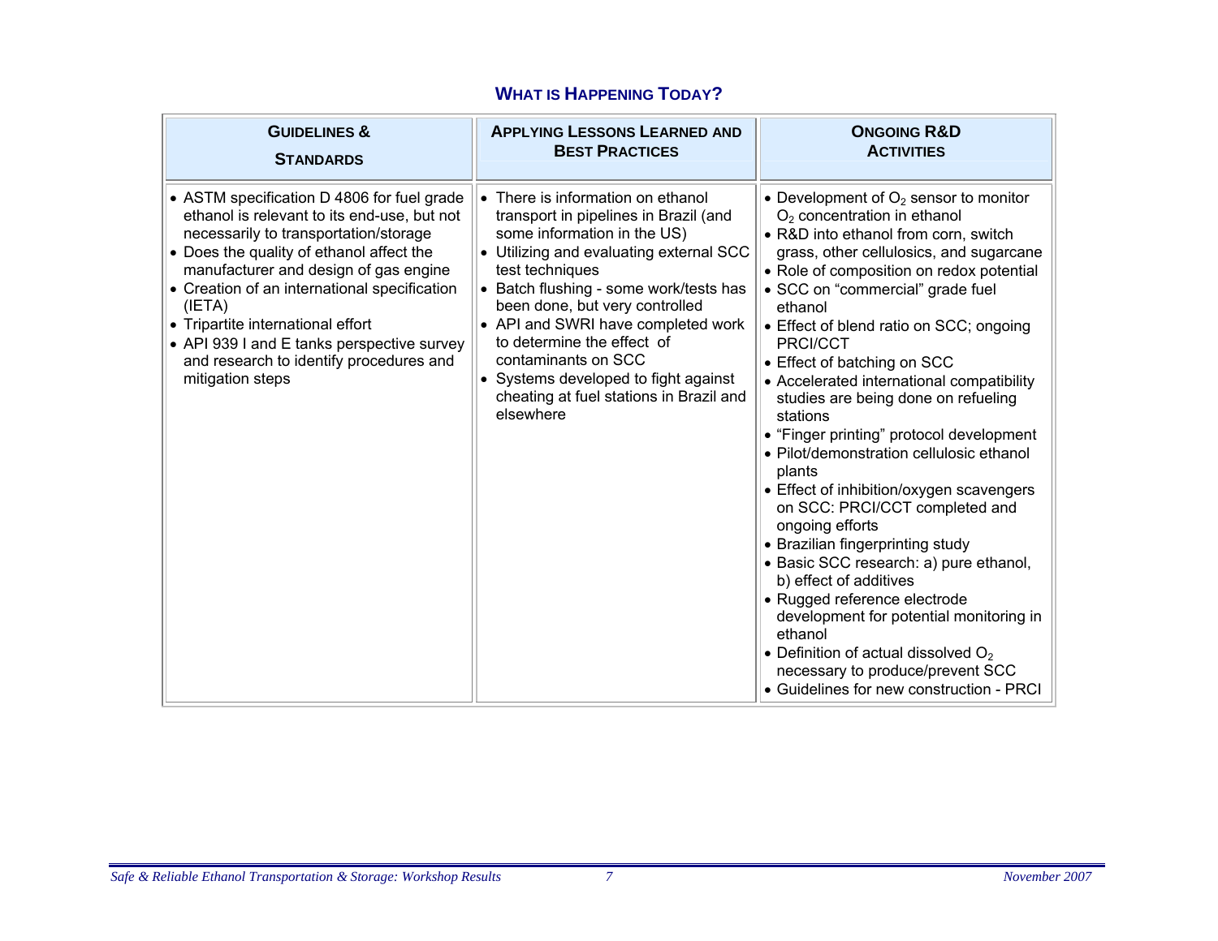## What is Happening Today?

| Guidelines & Standards | Applying Lessons Learned and Best Practices | Ongoing R&D Activities |
|---|---|---|
| • ASTM specification D 4806 for fuel grade ethanol is relevant to its end-use, but not necessarily to transportation/storage<br>• Does the quality of ethanol affect the manufacturer and design of gas engine<br>• Creation of an international specification (IETA)<br>• Tripartite international effort<br>• API 939 I and E tanks perspective survey and research to identify procedures and mitigation steps | • There is information on ethanol transport in pipelines in Brazil (and some information in the US)<br>• Utilizing and evaluating external SCC test techniques<br>• Batch flushing - some work/tests has been done, but very controlled<br>• API and SWRI have completed work to determine the effect of contaminants on SCC<br>• Systems developed to fight against cheating at fuel stations in Brazil and elsewhere | • Development of $O_2$ sensor to monitor $O_2$ concentration in ethanol<br>• R&D into ethanol from corn, switch grass, other cellulosics, and sugarcane<br>• Role of composition on redox potential<br>• SCC on "commercial" grade fuel ethanol<br>• Effect of blend ratio on SCC; ongoing PRCI/CCT<br>• Effect of batching on SCC<br>• Accelerated international compatibility studies are being done on refueling stations<br>• "Finger printing" protocol development<br>• Pilot/demonstration cellulosic ethanol plants<br>• Effect of inhibition/oxygen scavengers on SCC: PRCI/CCT completed and ongoing efforts<br>• Brazilian fingerprinting study<br>• Basic SCC research: a) pure ethanol, b) effect of additives<br>• Rugged reference electrode development for potential monitoring in ethanol<br>• Definition of actual dissolved $O_2$ necessary to produce/prevent SCC<br>• Guidelines for new construction - PRCI |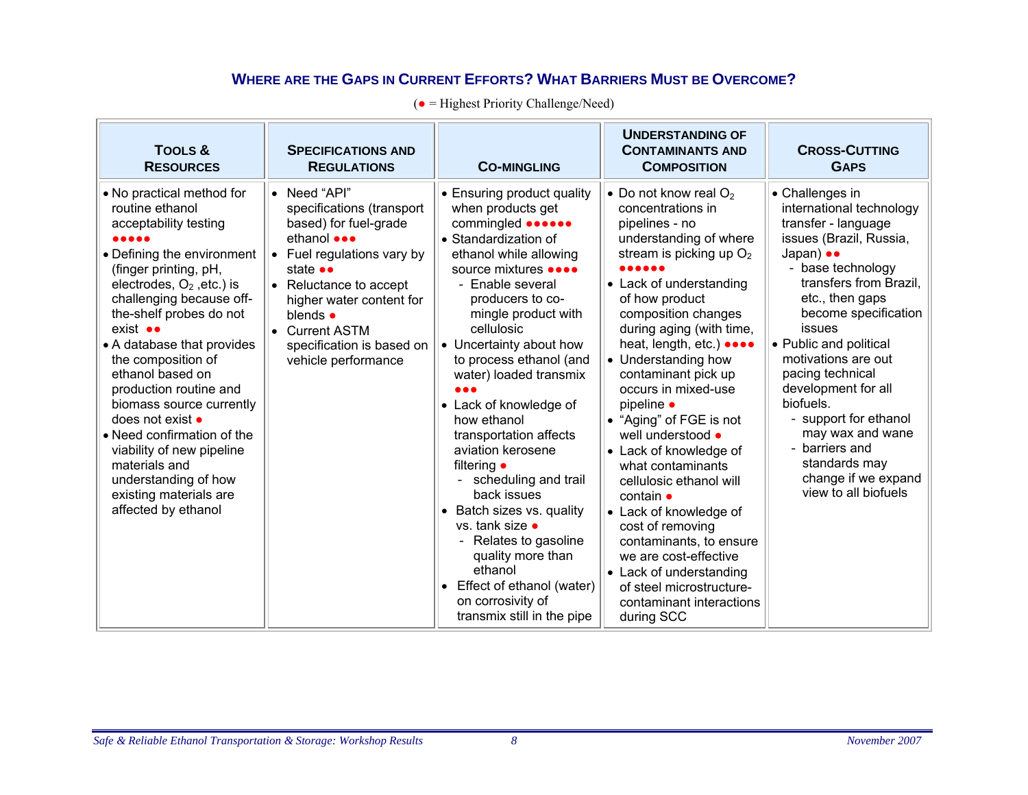## Where are the Gaps in Current Efforts? What Barriers Must be Overcome?

(● = Highest Priority Challenge/Need)

| Tools & Resources | Specifications and Regulations | Co-mingling | Understanding of Contaminants and Composition | Cross-Cutting Gaps |
|---|---|---|---|---|
| • No practical method for routine ethanol acceptability testing ●●●●●<br>• Defining the environment (finger printing, pH, electrodes, $O_2$ ,etc.) is challenging because off-the-shelf probes do not exist ●●<br>• A database that provides the composition of ethanol based on production routine and biomass source currently does not exist ●<br>• Need confirmation of the viability of new pipeline materials and understanding of how existing materials are affected by ethanol | • Need "API" specifications (transport based) for fuel-grade ethanol ●●●<br>• Fuel regulations vary by state ●●<br>• Reluctance to accept higher water content for blends ●<br>• Current ASTM specification is based on vehicle performance | • Ensuring product quality when products get commingled ●●●●●●<br>• Standardization of ethanol while allowing source mixtures ●●●●<br>  - Enable several producers to co-mingle product with cellulosic<br>• Uncertainty about how to process ethanol (and water) loaded transmix ●●●<br>• Lack of knowledge of how ethanol transportation affects aviation kerosene filtering ●<br>  - scheduling and trail back issues<br>• Batch sizes vs. quality vs. tank size ●<br>  - Relates to gasoline quality more than ethanol<br>• Effect of ethanol (water) on corrosivity of transmix still in the pipe | • Do not know real $O_2$ concentrations in pipelines - no understanding of where stream is picking up $O_2$ ●●●●●●<br>• Lack of understanding of how product composition changes during aging (with time, heat, length, etc.) ●●●●<br>• Understanding how contaminant pick up occurs in mixed-use pipeline ●<br>• "Aging" of FGE is not well understood ●<br>• Lack of knowledge of what contaminants cellulosic ethanol will contain ●<br>• Lack of knowledge of cost of removing contaminants, to ensure we are cost-effective<br>• Lack of understanding of steel microstructure-contaminant interactions during SCC | • Challenges in international technology transfer - language issues (Brazil, Russia, Japan) ●●<br>  - base technology transfers from Brazil, etc., then gaps become specification issues<br>• Public and political motivations are out pacing technical development for all biofuels.<br>  - support for ethanol may wax and wane<br>  - barriers and standards may change if we expand view to all biofuels |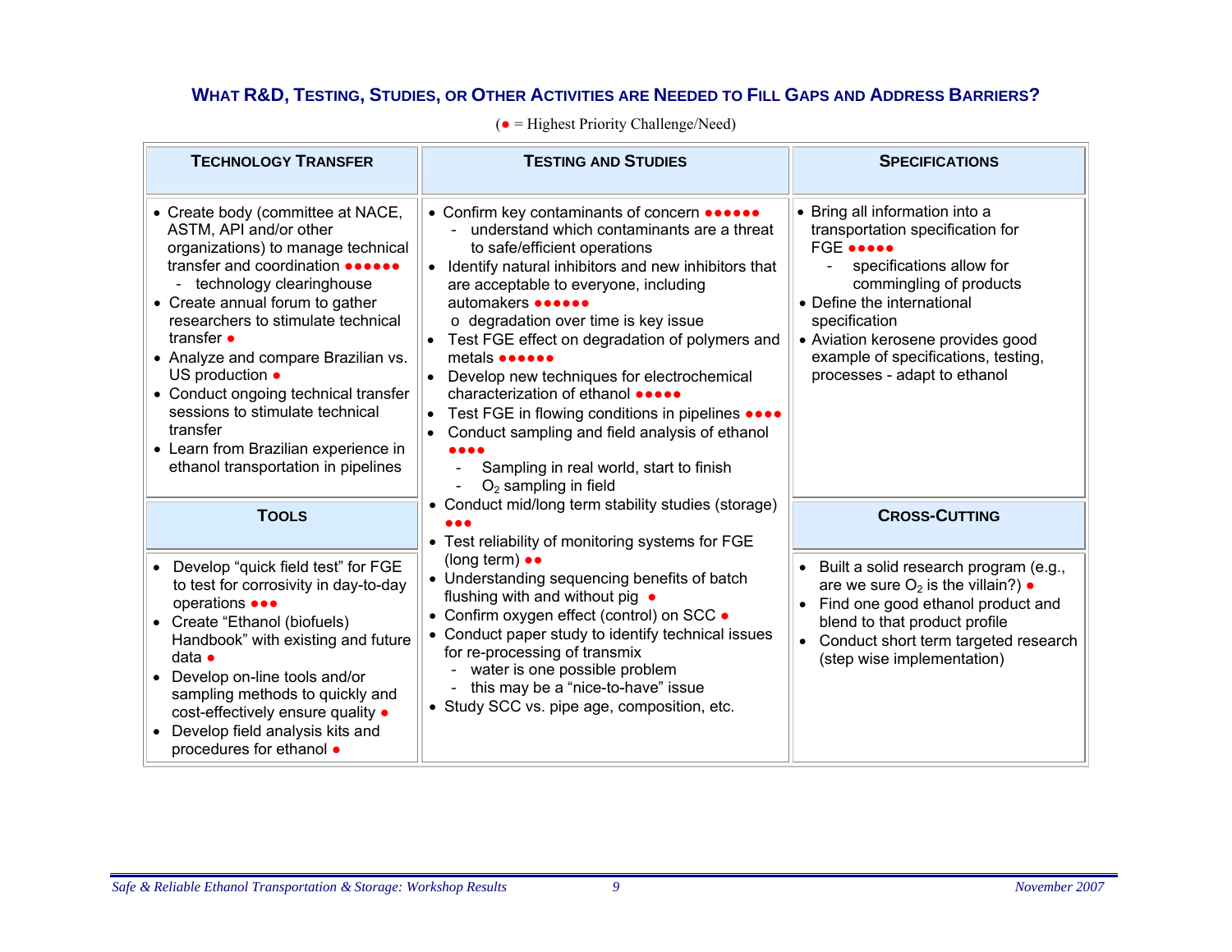## What R&D, Testing, Studies, or Other Activities are Needed to Fill Gaps and Address Barriers?

(● = Highest Priority Challenge/Need)

### Technology Transfer

- Create body (committee at NACE, ASTM, API and/or other organizations) to manage technical transfer and coordination ●●●●●●
  - technology clearinghouse
- Create annual forum to gather researchers to stimulate technical transfer ●
- Analyze and compare Brazilian vs. US production ●
- Conduct ongoing technical transfer sessions to stimulate technical transfer
- Learn from Brazilian experience in ethanol transportation in pipelines

### Tools

- Develop “quick field test” for FGE to test for corrosivity in day-to-day operations ●●●
- Create “Ethanol (biofuels) Handbook” with existing and future data ●
- Develop on-line tools and/or sampling methods to quickly and cost-effectively ensure quality ●
- Develop field analysis kits and procedures for ethanol ●

### Testing and Studies

- Confirm key contaminants of concern ●●●●●●
  - understand which contaminants are a threat to safe/efficient operations
- Identify natural inhibitors and new inhibitors that are acceptable to everyone, including automakers ●●●●●●
  - o degradation over time is key issue
- Test FGE effect on degradation of polymers and metals ●●●●●●
- Develop new techniques for electrochemical characterization of ethanol ●●●●●
- Test FGE in flowing conditions in pipelines ●●●●
- Conduct sampling and field analysis of ethanol ●●●●
  - Sampling in real world, start to finish
  - $O_2$ sampling in field
- Conduct mid/long term stability studies (storage) ●●●
- Test reliability of monitoring systems for FGE (long term) ●●
- Understanding sequencing benefits of batch flushing with and without pig ●
- Confirm oxygen effect (control) on SCC ●
- Conduct paper study to identify technical issues for re-processing of transmix
  - water is one possible problem
  - this may be a “nice-to-have” issue
- Study SCC vs. pipe age, composition, etc.

### Specifications

- Bring all information into a transportation specification for FGE ●●●●●
  - specifications allow for commingling of products
- Define the international specification
- Aviation kerosene provides good example of specifications, testing, processes - adapt to ethanol

### Cross-Cutting

- Built a solid research program (e.g., are we sure $O_2$ is the villain?) ●
- Find one good ethanol product and blend to that product profile
- Conduct short term targeted research (step wise implementation)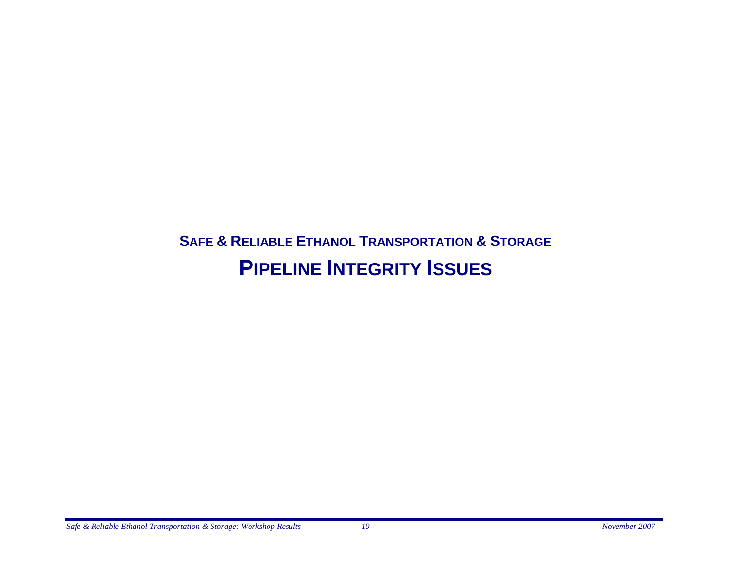## SAFE & RELIABLE ETHANOL TRANSPORTATION & STORAGE

# PIPELINE INTEGRITY ISSUES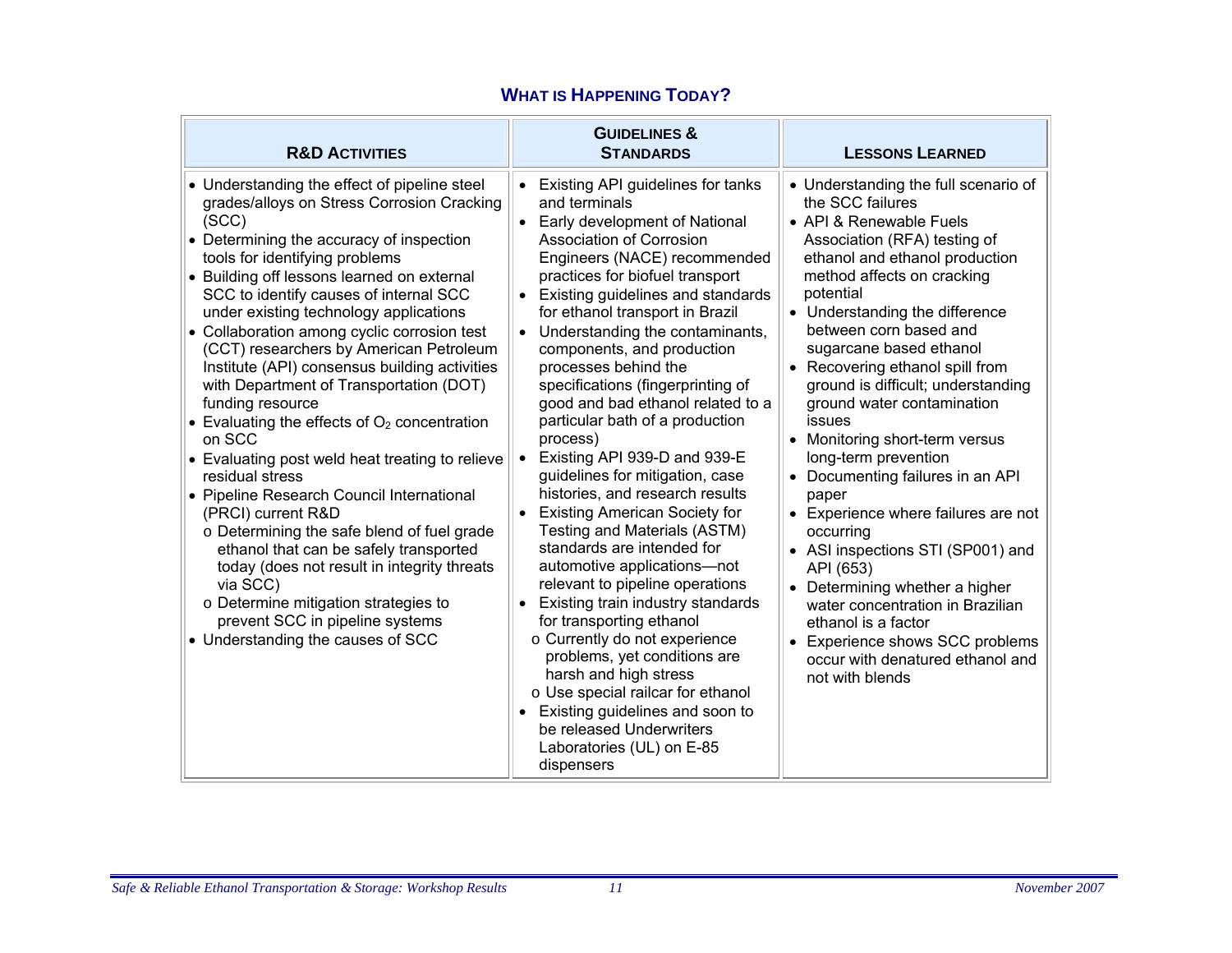## What is Happening Today?

| R&D Activities | Guidelines & Standards | Lessons Learned |
|---|---|---|
| • Understanding the effect of pipeline steel grades/alloys on Stress Corrosion Cracking (SCC)<br>• Determining the accuracy of inspection tools for identifying problems<br>• Building off lessons learned on external SCC to identify causes of internal SCC under existing technology applications<br>• Collaboration among cyclic corrosion test (CCT) researchers by American Petroleum Institute (API) consensus building activities with Department of Transportation (DOT) funding resource<br>• Evaluating the effects of $O_2$ concentration on SCC<br>• Evaluating post weld heat treating to relieve residual stress<br>• Pipeline Research Council International (PRCI) current R&D<br>  o Determining the safe blend of fuel grade ethanol that can be safely transported today (does not result in integrity threats via SCC)<br>  o Determine mitigation strategies to prevent SCC in pipeline systems<br>• Understanding the causes of SCC | • Existing API guidelines for tanks and terminals<br>• Early development of National Association of Corrosion Engineers (NACE) recommended practices for biofuel transport<br>• Existing guidelines and standards for ethanol transport in Brazil<br>• Understanding the contaminants, components, and production processes behind the specifications (fingerprinting of good and bad ethanol related to a particular bath of a production process)<br>• Existing API 939-D and 939-E guidelines for mitigation, case histories, and research results<br>• Existing American Society for Testing and Materials (ASTM) standards are intended for automotive applications—not relevant to pipeline operations<br>• Existing train industry standards for transporting ethanol<br>  o Currently do not experience problems, yet conditions are harsh and high stress<br>  o Use special railcar for ethanol<br>• Existing guidelines and soon to be released Underwriters Laboratories (UL) on E-85 dispensers | • Understanding the full scenario of the SCC failures<br>• API & Renewable Fuels Association (RFA) testing of ethanol and ethanol production method affects on cracking potential<br>• Understanding the difference between corn based and sugarcane based ethanol<br>• Recovering ethanol spill from ground is difficult; understanding ground water contamination issues<br>• Monitoring short-term versus long-term prevention<br>• Documenting failures in an API paper<br>• Experience where failures are not occurring<br>• ASI inspections STI (SP001) and API (653)<br>• Determining whether a higher water concentration in Brazilian ethanol is a factor<br>• Experience shows SCC problems occur with denatured ethanol and not with blends |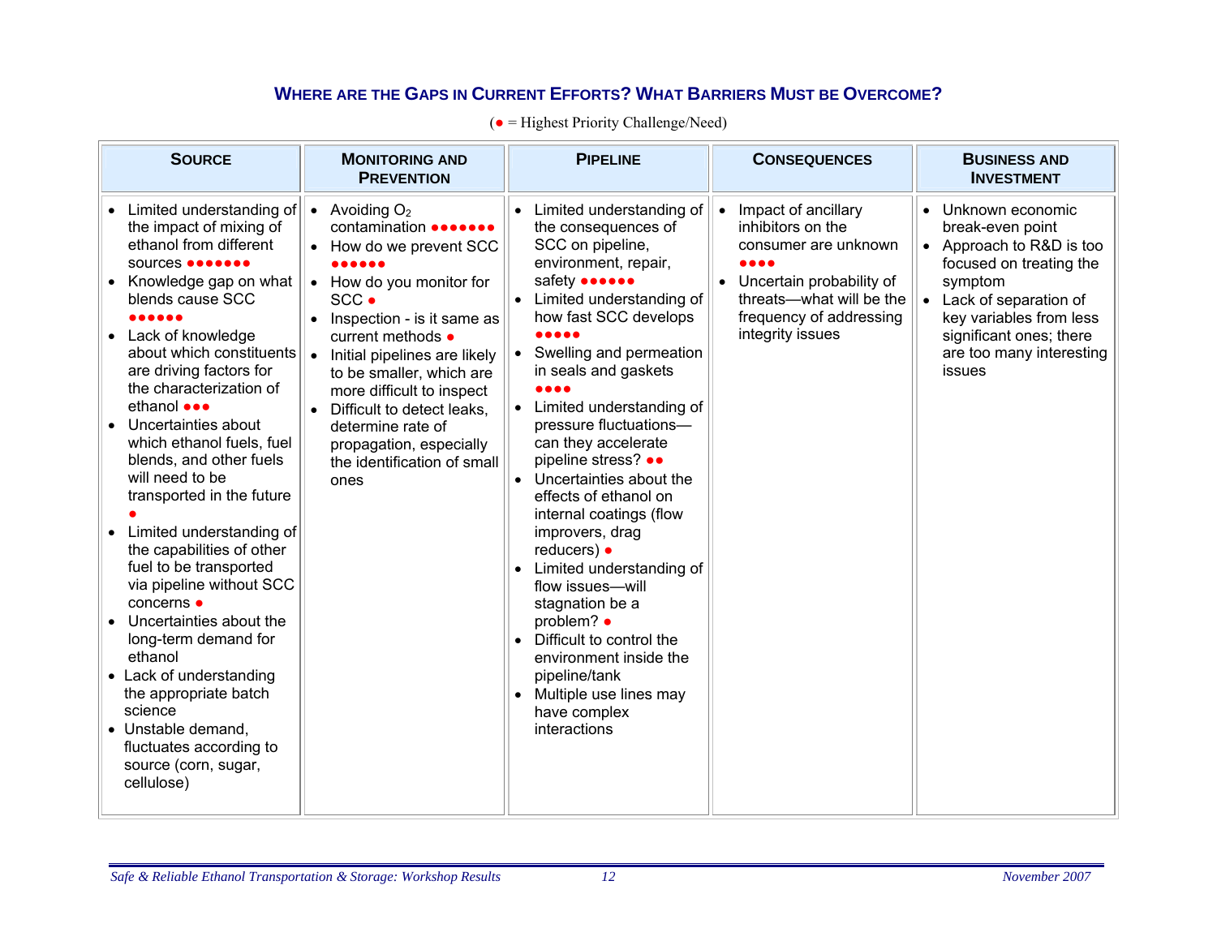## Where are the Gaps in Current Efforts? What Barriers Must be Overcome?

(● = Highest Priority Challenge/Need)

| Source | Monitoring and Prevention | Pipeline | Consequences | Business and Investment |
|---|---|---|---|---|
| • Limited understanding of the impact of mixing of ethanol from different sources ●●●●●●●<br>• Knowledge gap on what blends cause SCC ●●●●●●<br>• Lack of knowledge about which constituents are driving factors for the characterization of ethanol ●●●<br>• Uncertainties about which ethanol fuels, fuel blends, and other fuels will need to be transported in the future ●<br>• Limited understanding of the capabilities of other fuel to be transported via pipeline without SCC concerns ●<br>• Uncertainties about the long-term demand for ethanol<br>• Lack of understanding the appropriate batch science<br>• Unstable demand, fluctuates according to source (corn, sugar, cellulose) | • Avoiding $O_2$ contamination ●●●●●●●<br>• How do we prevent SCC ●●●●●●<br>• How do you monitor for SCC ●<br>• Inspection - is it same as current methods ●<br>• Initial pipelines are likely to be smaller, which are more difficult to inspect<br>• Difficult to detect leaks, determine rate of propagation, especially the identification of small ones | • Limited understanding of the consequences of SCC on pipeline, environment, repair, safety ●●●●●●<br>• Limited understanding of how fast SCC develops ●●●●●<br>• Swelling and permeation in seals and gaskets ●●●●<br>• Limited understanding of pressure fluctuations—can they accelerate pipeline stress? ●●<br>• Uncertainties about the effects of ethanol on internal coatings (flow improvers, drag reducers) ●<br>• Limited understanding of flow issues—will stagnation be a problem? ●<br>• Difficult to control the environment inside the pipeline/tank<br>• Multiple use lines may have complex interactions | • Impact of ancillary inhibitors on the consumer are unknown ●●●●<br>• Uncertain probability of threats—what will be the frequency of addressing integrity issues | • Unknown economic break-even point<br>• Approach to R&D is too focused on treating the symptom<br>• Lack of separation of key variables from less significant ones; there are too many interesting issues |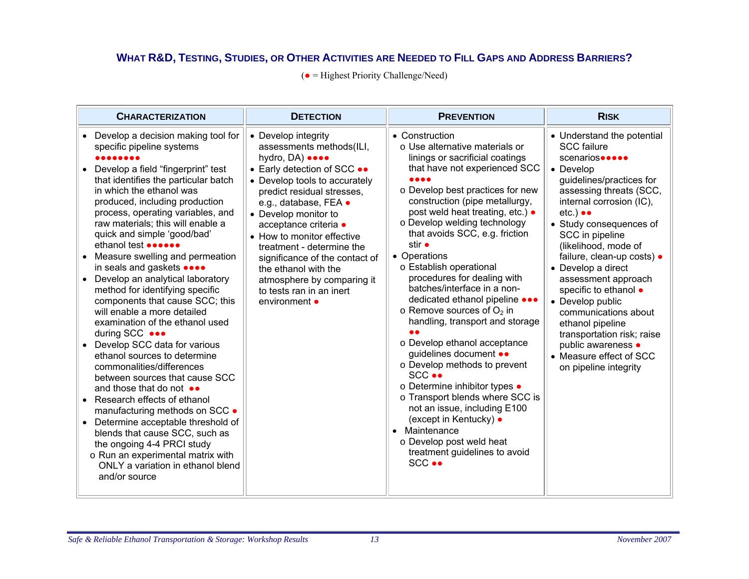## What R&D, Testing, Studies, or Other Activities are Needed to Fill Gaps and Address Barriers?

(● = Highest Priority Challenge/Need)

| Characterization | Detection | Prevention | Risk |
|---|---|---|---|
| • Develop a decision making tool for specific pipeline systems ●●●●●●●● <br> • Develop a field "fingerprint" test that identifies the particular batch in which the ethanol was produced, including production process, operating variables, and raw materials; this will enable a quick and simple 'good/bad' ethanol test ●●●●●● <br> • Measure swelling and permeation in seals and gaskets ●●●● <br> • Develop an analytical laboratory method for identifying specific components that cause SCC; this will enable a more detailed examination of the ethanol used during SCC ●●● <br> • Develop SCC data for various ethanol sources to determine commonalities/differences between sources that cause SCC and those that do not ●● <br> • Research effects of ethanol manufacturing methods on SCC ● <br> • Determine acceptable threshold of blends that cause SCC, such as the ongoing 4-4 PRCI study <br> o Run an experimental matrix with ONLY a variation in ethanol blend and/or source | • Develop integrity assessments methods(ILI, hydro, DA) ●●●● <br> • Early detection of SCC ●● <br> • Develop tools to accurately predict residual stresses, e.g., database, FEA ● <br> • Develop monitor to acceptance criteria ● <br> • How to monitor effective treatment - determine the significance of the contact of the ethanol with the atmosphere by comparing it to tests ran in an inert environment ● | • Construction <br> o Use alternative materials or linings or sacrificial coatings that have not experienced SCC ●●●● <br> o Develop best practices for new construction (pipe metallurgy, post weld heat treating, etc.) ● <br> o Develop welding technology that avoids SCC, e.g. friction stir ● <br> • Operations <br> o Establish operational procedures for dealing with batches/interface in a non-dedicated ethanol pipeline ●●● <br> o Remove sources of $O_2$ in handling, transport and storage ●● <br> o Develop ethanol acceptance guidelines document ●● <br> o Develop methods to prevent SCC ●● <br> o Determine inhibitor types ● <br> o Transport blends where SCC is not an issue, including E100 (except in Kentucky) ● <br> • Maintenance <br> o Develop post weld heat treatment guidelines to avoid SCC ●● | • Understand the potential SCC failure scenarios●●●●● <br> • Develop guidelines/practices for assessing threats (SCC, internal corrosion (IC), etc.) ●● <br> • Study consequences of SCC in pipeline (likelihood, mode of failure, clean-up costs) ● <br> • Develop a direct assessment approach specific to ethanol ● <br> • Develop public communications about ethanol pipeline transportation risk; raise public awareness ● <br> • Measure effect of SCC on pipeline integrity |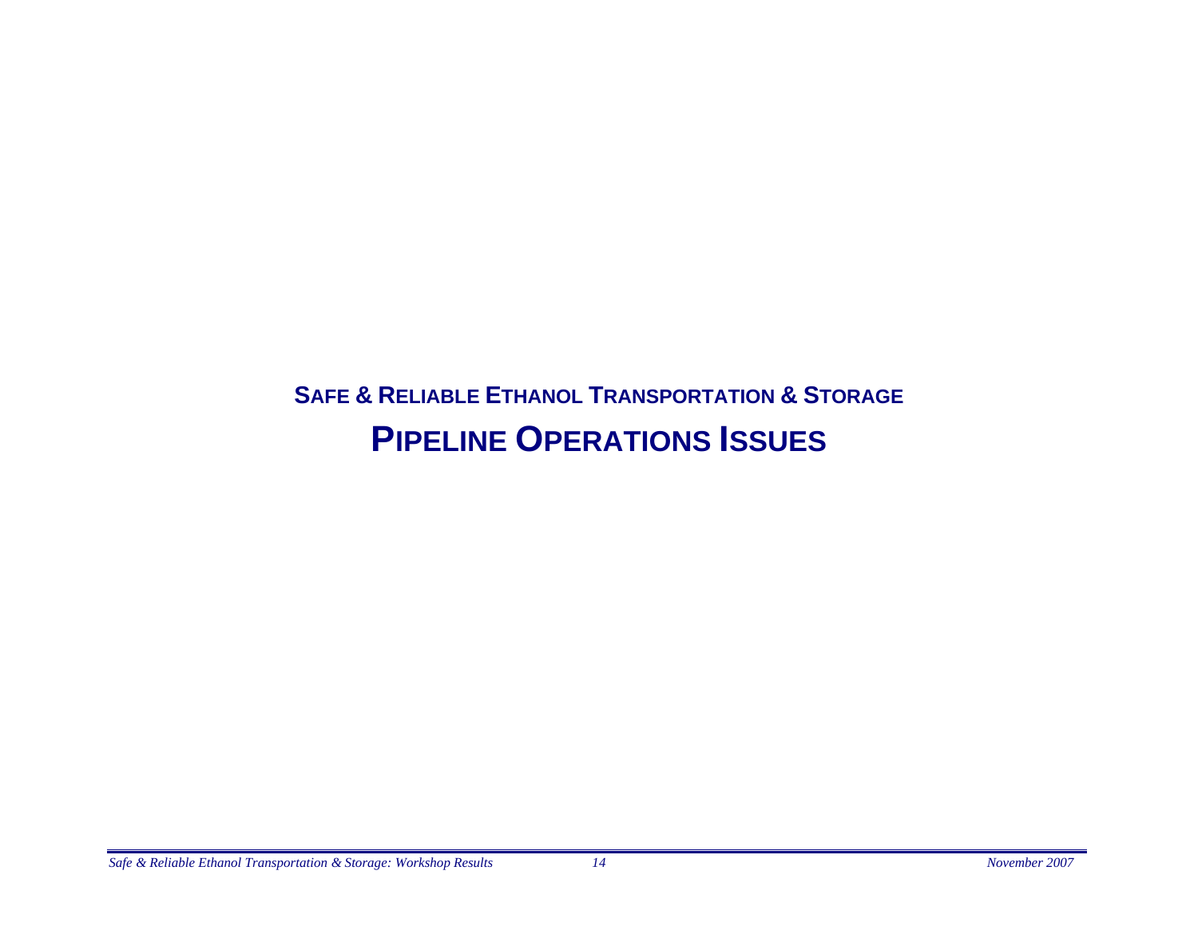## SAFE & RELIABLE ETHANOL TRANSPORTATION & STORAGE

# PIPELINE OPERATIONS ISSUES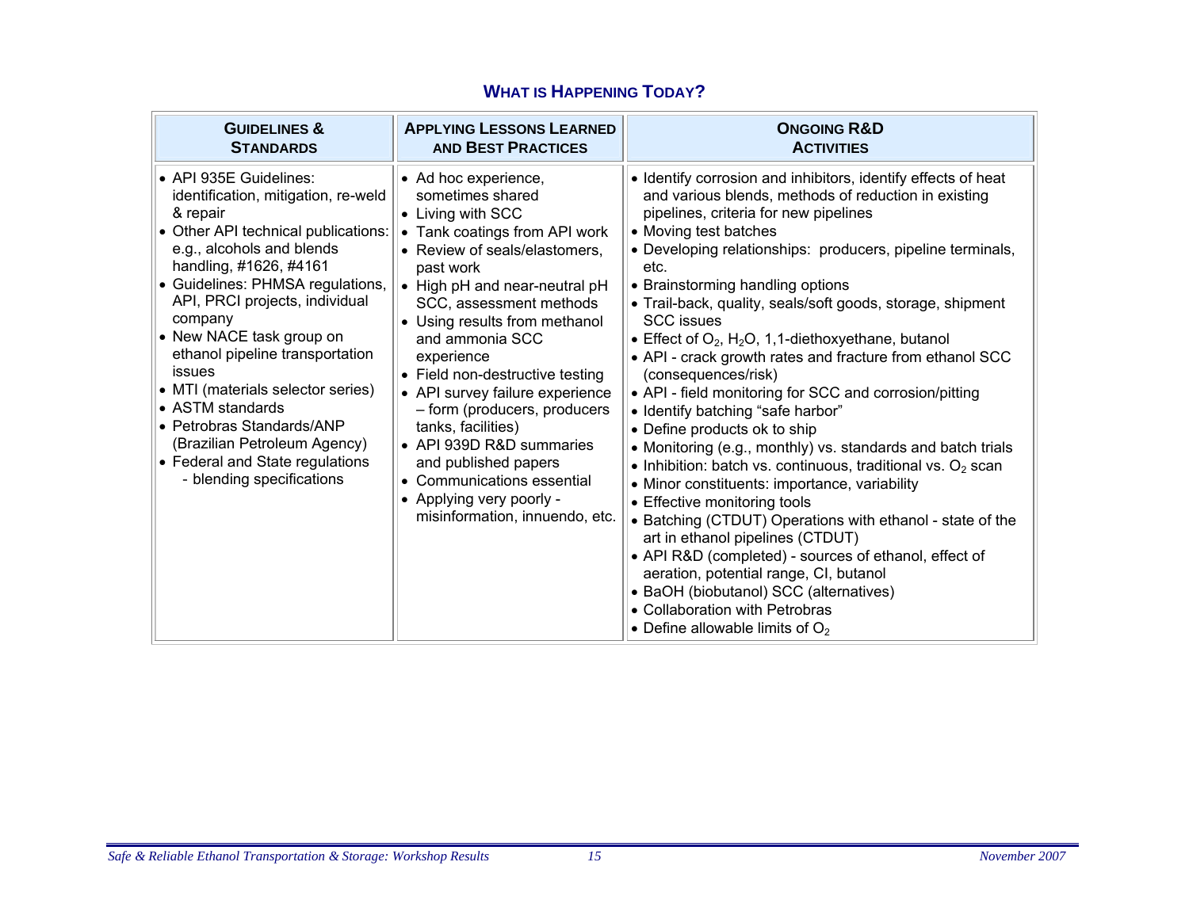## What is Happening Today?

| Guidelines & Standards | Applying Lessons Learned and Best Practices | Ongoing R&D Activities |
|---|---|---|
| • API 935E Guidelines: identification, mitigation, re-weld & repair<br>• Other API technical publications: e.g., alcohols and blends handling, #1626, #4161<br>• Guidelines: PHMSA regulations, API, PRCI projects, individual company<br>• New NACE task group on ethanol pipeline transportation issues<br>• MTI (materials selector series)<br>• ASTM standards<br>• Petrobras Standards/ANP (Brazilian Petroleum Agency)<br>• Federal and State regulations<br>  - blending specifications | • Ad hoc experience, sometimes shared<br>• Living with SCC<br>• Tank coatings from API work<br>• Review of seals/elastomers, past work<br>• High pH and near-neutral pH SCC, assessment methods<br>• Using results from methanol and ammonia SCC experience<br>• Field non-destructive testing<br>• API survey failure experience – form (producers, producers tanks, facilities)<br>• API 939D R&D summaries and published papers<br>• Communications essential<br>• Applying very poorly - misinformation, innuendo, etc. | • Identify corrosion and inhibitors, identify effects of heat and various blends, methods of reduction in existing pipelines, criteria for new pipelines<br>• Moving test batches<br>• Developing relationships: producers, pipeline terminals, etc.<br>• Brainstorming handling options<br>• Trail-back, quality, seals/soft goods, storage, shipment SCC issues<br>• Effect of $O_2$, $H_2O$, 1,1-diethoxyethane, butanol<br>• API - crack growth rates and fracture from ethanol SCC (consequences/risk)<br>• API - field monitoring for SCC and corrosion/pitting<br>• Identify batching "safe harbor"<br>• Define products ok to ship<br>• Monitoring (e.g., monthly) vs. standards and batch trials<br>• Inhibition: batch vs. continuous, traditional vs. $O_2$ scan<br>• Minor constituents: importance, variability<br>• Effective monitoring tools<br>• Batching (CTDUT) Operations with ethanol - state of the art in ethanol pipelines (CTDUT)<br>• API R&D (completed) - sources of ethanol, effect of aeration, potential range, CI, butanol<br>• BaOH (biobutanol) SCC (alternatives)<br>• Collaboration with Petrobras<br>• Define allowable limits of $O_2$ |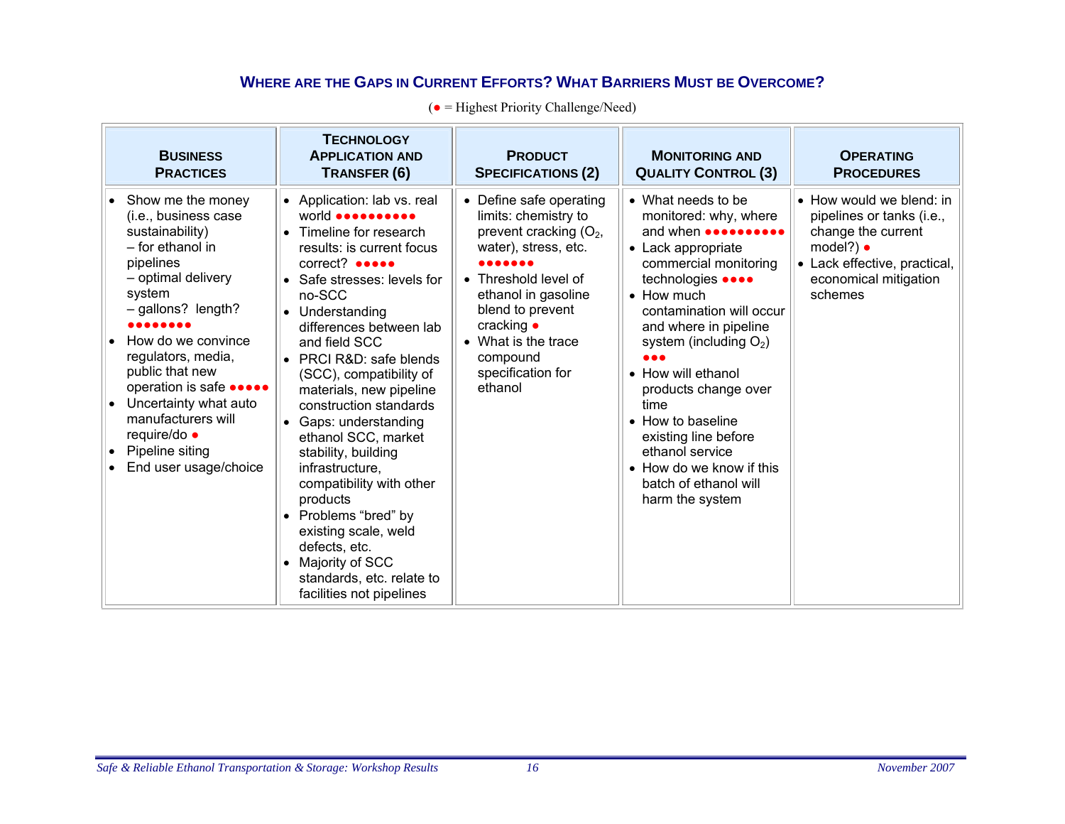## WHERE ARE THE GAPS IN CURRENT EFFORTS? WHAT BARRIERS MUST BE OVERCOME?

(● = Highest Priority Challenge/Need)

| BUSINESS PRACTICES | TECHNOLOGY APPLICATION AND TRANSFER (6) | PRODUCT SPECIFICATIONS (2) | MONITORING AND QUALITY CONTROL (3) | OPERATING PROCEDURES |
|---|---|---|---|---|
| • Show me the money (i.e., business case sustainability)<br>– for ethanol in pipelines<br>– optimal delivery system<br>– gallons? length? ●●●●●●●●<br>• How do we convince regulators, media, public that new operation is safe ●●●●●<br>• Uncertainty what auto manufacturers will require/do ●<br>• Pipeline siting<br>• End user usage/choice | • Application: lab vs. real world ●●●●●●●●●●<br>• Timeline for research results: is current focus correct? ●●●●●<br>• Safe stresses: levels for no-SCC<br>• Understanding differences between lab and field SCC<br>• PRCI R&D: safe blends (SCC), compatibility of materials, new pipeline construction standards<br>• Gaps: understanding ethanol SCC, market stability, building infrastructure, compatibility with other products<br>• Problems "bred" by existing scale, weld defects, etc.<br>• Majority of SCC standards, etc. relate to facilities not pipelines | • Define safe operating limits: chemistry to prevent cracking ($O_2$, water), stress, etc. ●●●●●●●<br>• Threshold level of ethanol in gasoline blend to prevent cracking ●<br>• What is the trace compound specification for ethanol | • What needs to be monitored: why, where and when ●●●●●●●●●●<br>• Lack appropriate commercial monitoring technologies ●●●●<br>• How much contamination will occur and where in pipeline system (including $O_2$) ●●●<br>• How will ethanol products change over time<br>• How to baseline existing line before ethanol service<br>• How do we know if this batch of ethanol will harm the system | • How would we blend: in pipelines or tanks (i.e., change the current model?) ●<br>• Lack effective, practical, economical mitigation schemes |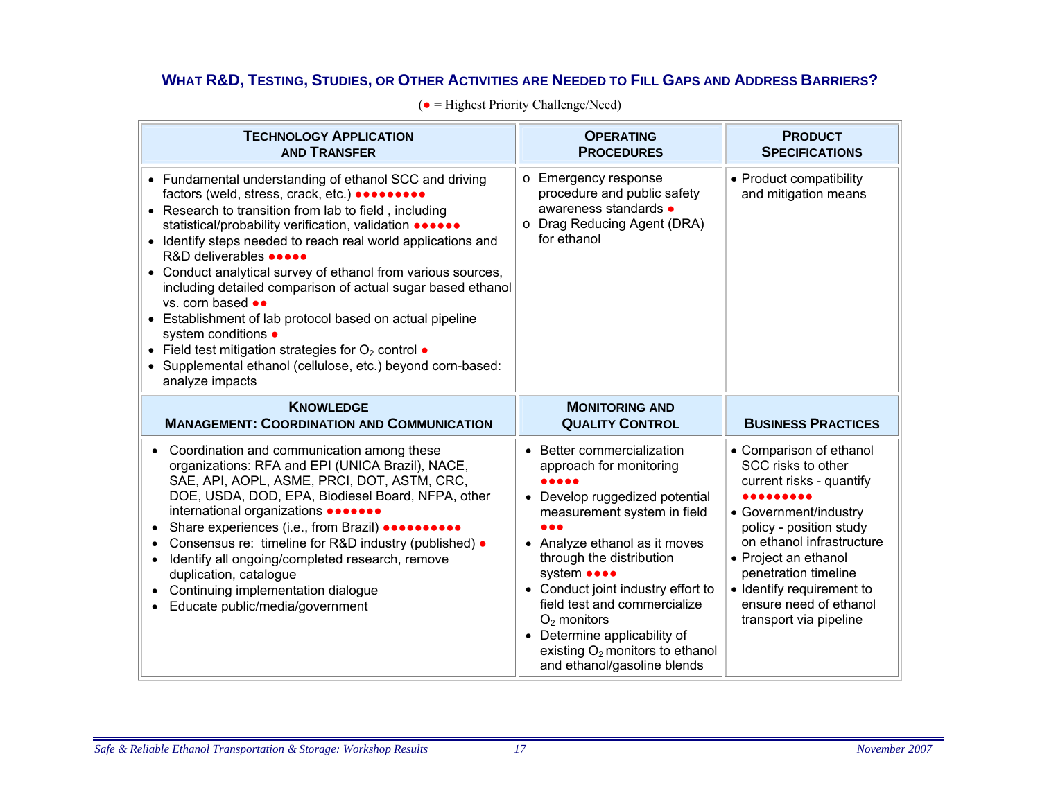## WHAT R&D, TESTING, STUDIES, OR OTHER ACTIVITIES ARE NEEDED TO FILL GAPS AND ADDRESS BARRIERS?

(● = Highest Priority Challenge/Need)

| TECHNOLOGY APPLICATION AND TRANSFER | OPERATING PROCEDURES | PRODUCT SPECIFICATIONS |
|---|---|---|
| • Fundamental understanding of ethanol SCC and driving factors (weld, stress, crack, etc.) ●●●●●●●●●<br>• Research to transition from lab to field , including statistical/probability verification, validation ●●●●●●<br>• Identify steps needed to reach real world applications and R&D deliverables ●●●●●<br>• Conduct analytical survey of ethanol from various sources, including detailed comparison of actual sugar based ethanol vs. corn based ●●<br>• Establishment of lab protocol based on actual pipeline system conditions ●<br>• Field test mitigation strategies for $O_2$ control ●<br>• Supplemental ethanol (cellulose, etc.) beyond corn-based: analyze impacts | o Emergency response procedure and public safety awareness standards ●<br>o Drag Reducing Agent (DRA) for ethanol | • Product compatibility and mitigation means |
| **KNOWLEDGE MANAGEMENT: COORDINATION AND COMMUNICATION** | **MONITORING AND QUALITY CONTROL** | **BUSINESS PRACTICES** |
| • Coordination and communication among these organizations: RFA and EPI (UNICA Brazil), NACE, SAE, API, AOPL, ASME, PRCI, DOT, ASTM, CRC, DOE, USDA, DOD, EPA, Biodiesel Board, NFPA, other international organizations ●●●●●●●<br>• Share experiences (i.e., from Brazil) ●●●●●●●●●●<br>• Consensus re: timeline for R&D industry (published) ●<br>• Identify all ongoing/completed research, remove duplication, catalogue<br>• Continuing implementation dialogue<br>• Educate public/media/government | • Better commercialization approach for monitoring ●●●●●<br>• Develop ruggedized potential measurement system in field ●●●<br>• Analyze ethanol as it moves through the distribution system ●●●●<br>• Conduct joint industry effort to field test and commercialize $O_2$ monitors<br>• Determine applicability of existing $O_2$ monitors to ethanol and ethanol/gasoline blends | • Comparison of ethanol SCC risks to other current risks - quantify ●●●●●●●●●<br>• Government/industry policy - position study on ethanol infrastructure<br>• Project an ethanol penetration timeline<br>• Identify requirement to ensure need of ethanol transport via pipeline |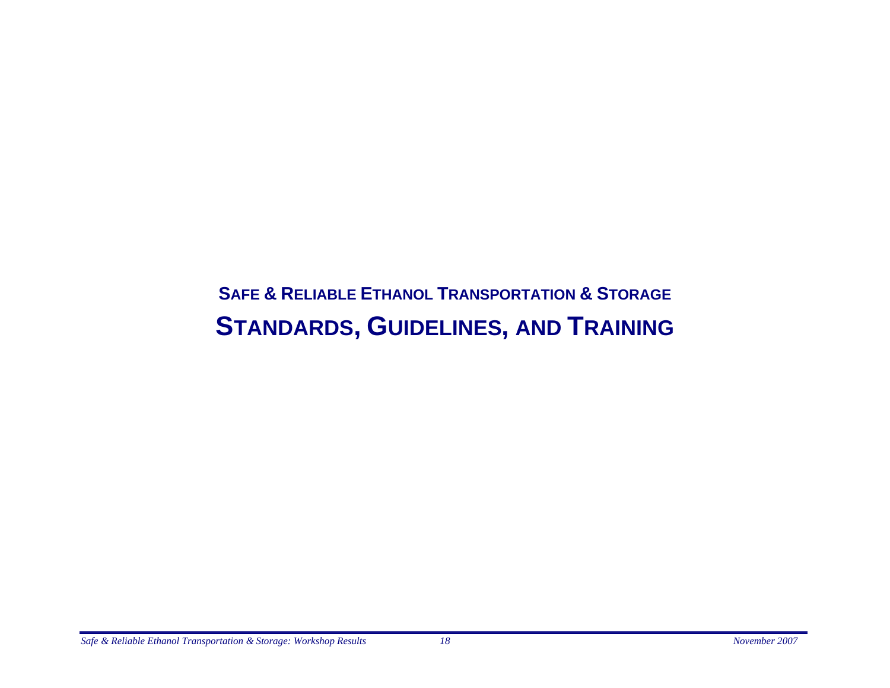## SAFE & RELIABLE ETHANOL TRANSPORTATION & STORAGE

# STANDARDS, GUIDELINES, AND TRAINING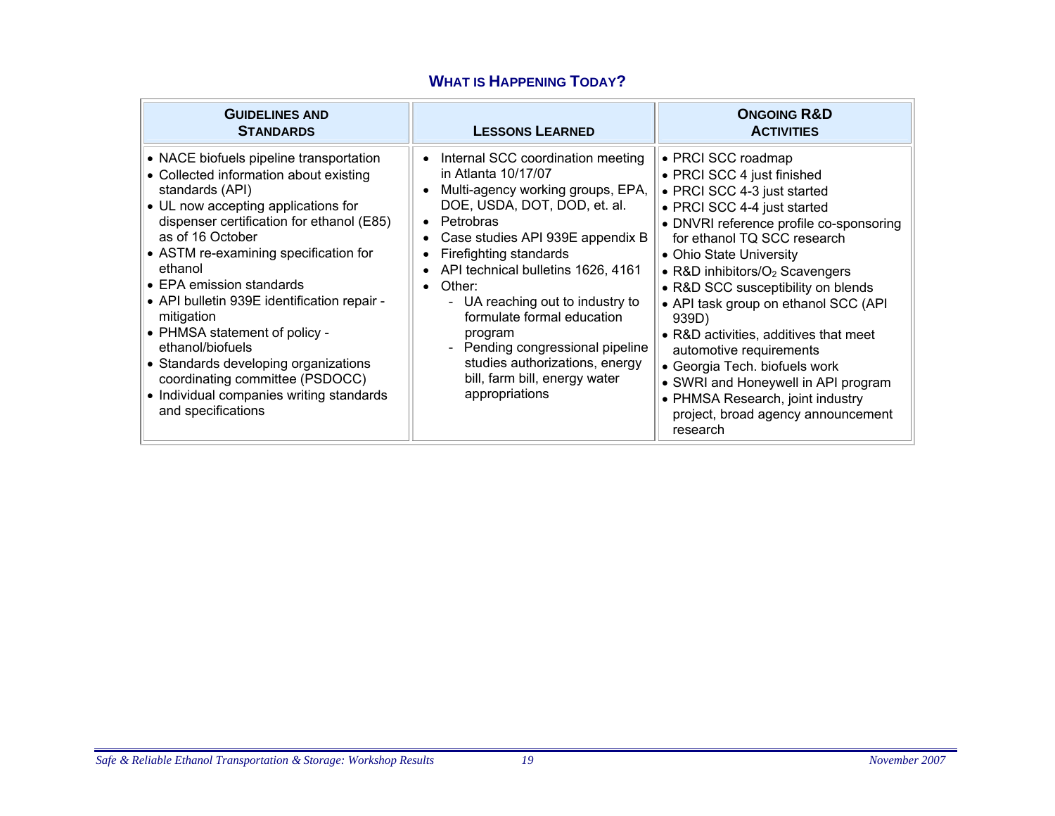## What is Happening Today?

| Guidelines and Standards | Lessons Learned | Ongoing R&D Activities |
|---|---|---|
| • NACE biofuels pipeline transportation<br>• Collected information about existing standards (API)<br>• UL now accepting applications for dispenser certification for ethanol (E85) as of 16 October<br>• ASTM re-examining specification for ethanol<br>• EPA emission standards<br>• API bulletin 939E identification repair - mitigation<br>• PHMSA statement of policy - ethanol/biofuels<br>• Standards developing organizations coordinating committee (PSDOCC)<br>• Individual companies writing standards and specifications | • Internal SCC coordination meeting in Atlanta 10/17/07<br>• Multi-agency working groups, EPA, DOE, USDA, DOT, DOD, et. al.<br>• Petrobras<br>• Case studies API 939E appendix B<br>• Firefighting standards<br>• API technical bulletins 1626, 4161<br>• Other:<br>  - UA reaching out to industry to formulate formal education program<br>  - Pending congressional pipeline studies authorizations, energy bill, farm bill, energy water appropriations | • PRCI SCC roadmap<br>• PRCI SCC 4 just finished<br>• PRCI SCC 4-3 just started<br>• PRCI SCC 4-4 just started<br>• DNVRI reference profile co-sponsoring for ethanol TQ SCC research<br>• Ohio State University<br>• R&D inhibitors/$O_2$ Scavengers<br>• R&D SCC susceptibility on blends<br>• API task group on ethanol SCC (API 939D)<br>• R&D activities, additives that meet automotive requirements<br>• Georgia Tech. biofuels work<br>• SWRI and Honeywell in API program<br>• PHMSA Research, joint industry project, broad agency announcement research |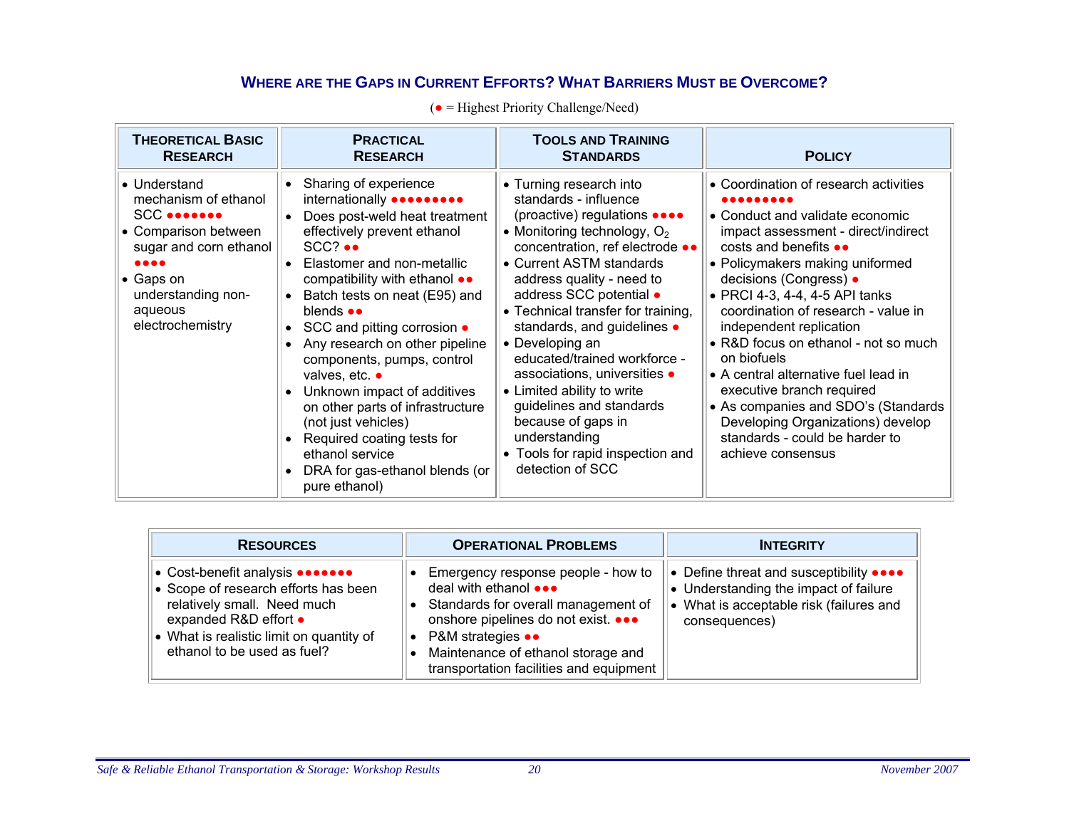## WHERE ARE THE GAPS IN CURRENT EFFORTS? WHAT BARRIERS MUST BE OVERCOME?

(● = Highest Priority Challenge/Need)

| THEORETICAL BASIC RESEARCH | PRACTICAL RESEARCH | TOOLS AND TRAINING STANDARDS | POLICY |
|---|---|---|---|
| • Understand mechanism of ethanol SCC ●●●●●●●<br>• Comparison between sugar and corn ethanol ●●●●<br>• Gaps on understanding non-aqueous electrochemistry | • Sharing of experience internationally ●●●●●●●●●<br>• Does post-weld heat treatment effectively prevent ethanol SCC? ●●<br>• Elastomer and non-metallic compatibility with ethanol ●●<br>• Batch tests on neat (E95) and blends ●●<br>• SCC and pitting corrosion ●<br>• Any research on other pipeline components, pumps, control valves, etc. ●<br>• Unknown impact of additives on other parts of infrastructure (not just vehicles)<br>• Required coating tests for ethanol service<br>• DRA for gas-ethanol blends (or pure ethanol) | • Turning research into standards - influence (proactive) regulations ●●●●<br>• Monitoring technology, $O_2$ concentration, ref electrode ●●<br>• Current ASTM standards address quality - need to address SCC potential ●<br>• Technical transfer for training, standards, and guidelines ●<br>• Developing an educated/trained workforce - associations, universities ●<br>• Limited ability to write guidelines and standards because of gaps in understanding<br>• Tools for rapid inspection and detection of SCC | • Coordination of research activities ●●●●●●●●●<br>• Conduct and validate economic impact assessment - direct/indirect costs and benefits ●●<br>• Policymakers making uniformed decisions (Congress) ●<br>• PRCI 4-3, 4-4, 4-5 API tanks coordination of research - value in independent replication<br>• R&D focus on ethanol - not so much on biofuels<br>• A central alternative fuel lead in executive branch required<br>• As companies and SDO's (Standards Developing Organizations) develop standards - could be harder to achieve consensus |

| RESOURCES | OPERATIONAL PROBLEMS | INTEGRITY |
|---|---|---|
| • Cost-benefit analysis ●●●●●●●<br>• Scope of research efforts has been relatively small. Need much expanded R&D effort ●<br>• What is realistic limit on quantity of ethanol to be used as fuel? | • Emergency response people - how to deal with ethanol ●●●<br>• Standards for overall management of onshore pipelines do not exist. ●●●<br>• P&M strategies ●●<br>• Maintenance of ethanol storage and transportation facilities and equipment | • Define threat and susceptibility ●●●●<br>• Understanding the impact of failure<br>• What is acceptable risk (failures and consequences) |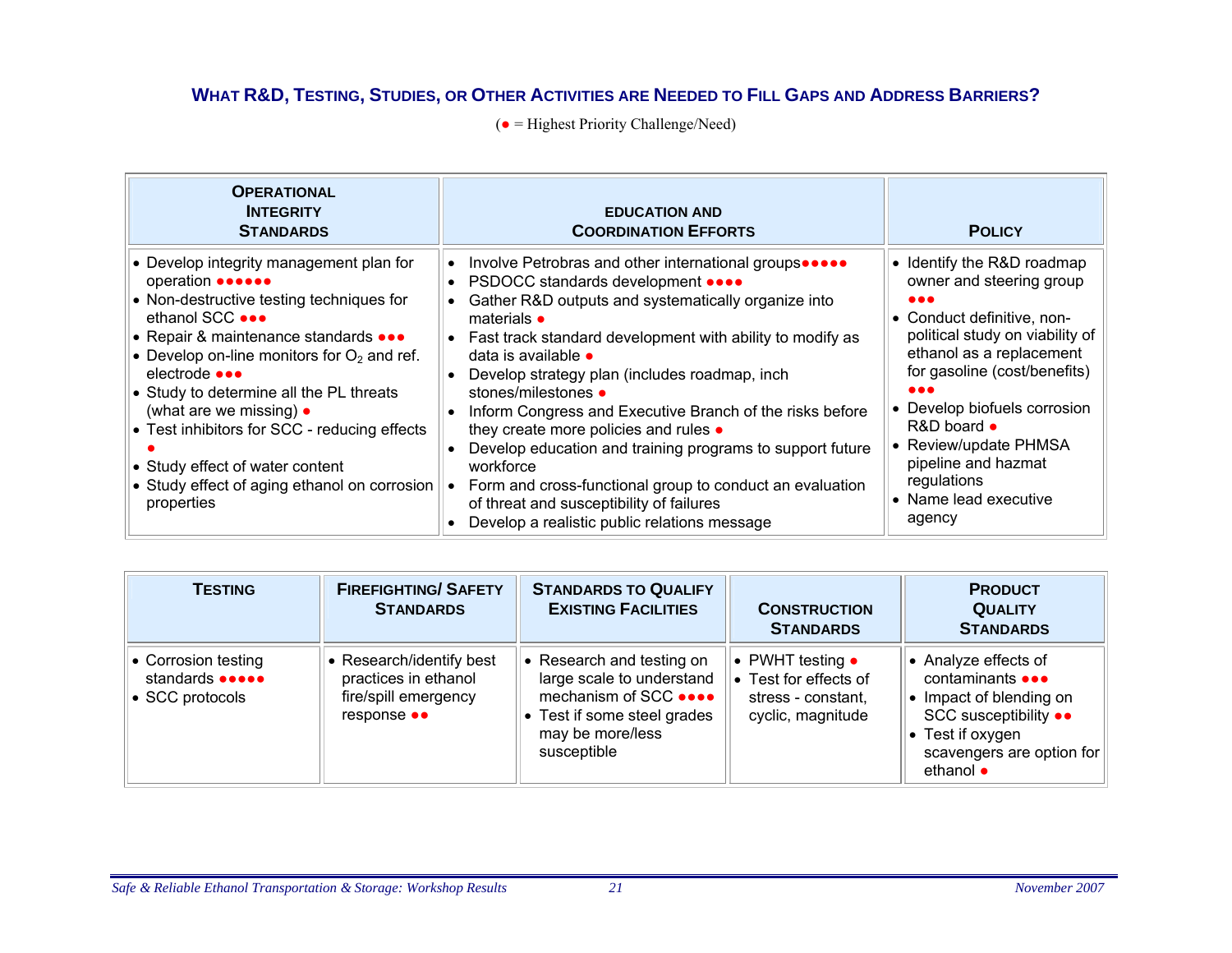## What R&D, Testing, Studies, or Other Activities are Needed to Fill Gaps and Address Barriers?

(● = Highest Priority Challenge/Need)

| Operational Integrity Standards | Education and Coordination Efforts | Policy |
|---|---|---|
| • Develop integrity management plan for operation ●●●●●●<br>• Non-destructive testing techniques for ethanol SCC ●●●<br>• Repair & maintenance standards ●●●<br>• Develop on-line monitors for $O_2$ and ref. electrode ●●●<br>• Study to determine all the PL threats (what are we missing) ●<br>• Test inhibitors for SCC - reducing effects ●<br>• Study effect of water content<br>• Study effect of aging ethanol on corrosion properties | • Involve Petrobras and other international groups●●●●●<br>• PSDOCC standards development ●●●●<br>• Gather R&D outputs and systematically organize into materials ●<br>• Fast track standard development with ability to modify as data is available ●<br>• Develop strategy plan (includes roadmap, inch stones/milestones ●<br>• Inform Congress and Executive Branch of the risks before they create more policies and rules ●<br>• Develop education and training programs to support future workforce<br>• Form and cross-functional group to conduct an evaluation of threat and susceptibility of failures<br>• Develop a realistic public relations message | • Identify the R&D roadmap owner and steering group ●●●<br>• Conduct definitive, non-political study on viability of ethanol as a replacement for gasoline (cost/benefits) ●●●<br>• Develop biofuels corrosion R&D board ●<br>• Review/update PHMSA pipeline and hazmat regulations<br>• Name lead executive agency |

| Testing | Firefighting/ Safety Standards | Standards to Qualify Existing Facilities | Construction Standards | Product Quality Standards |
|---|---|---|---|---|
| • Corrosion testing standards ●●●●●<br>• SCC protocols | • Research/identify best practices in ethanol fire/spill emergency response ●● | • Research and testing on large scale to understand mechanism of SCC ●●●●<br>• Test if some steel grades may be more/less susceptible | • PWHT testing ●<br>• Test for effects of stress - constant, cyclic, magnitude | • Analyze effects of contaminants ●●●<br>• Impact of blending on SCC susceptibility ●●<br>• Test if oxygen scavengers are option for ethanol ● |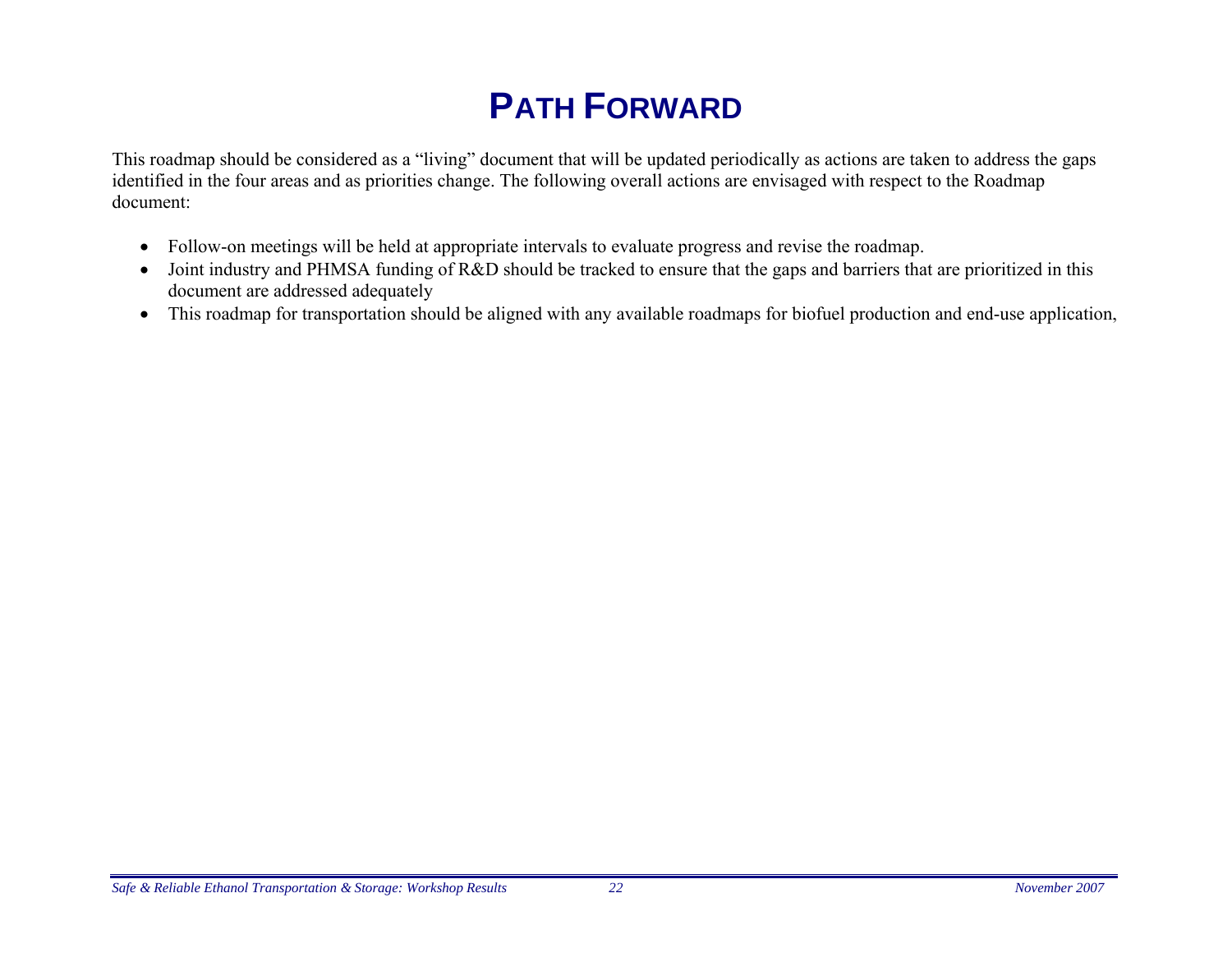# PATH FORWARD

This roadmap should be considered as a "living" document that will be updated periodically as actions are taken to address the gaps identified in the four areas and as priorities change. The following overall actions are envisaged with respect to the Roadmap document:

- Follow-on meetings will be held at appropriate intervals to evaluate progress and revise the roadmap.
- Joint industry and PHMSA funding of R&D should be tracked to ensure that the gaps and barriers that are prioritized in this document are addressed adequately
- This roadmap for transportation should be aligned with any available roadmaps for biofuel production and end-use application,